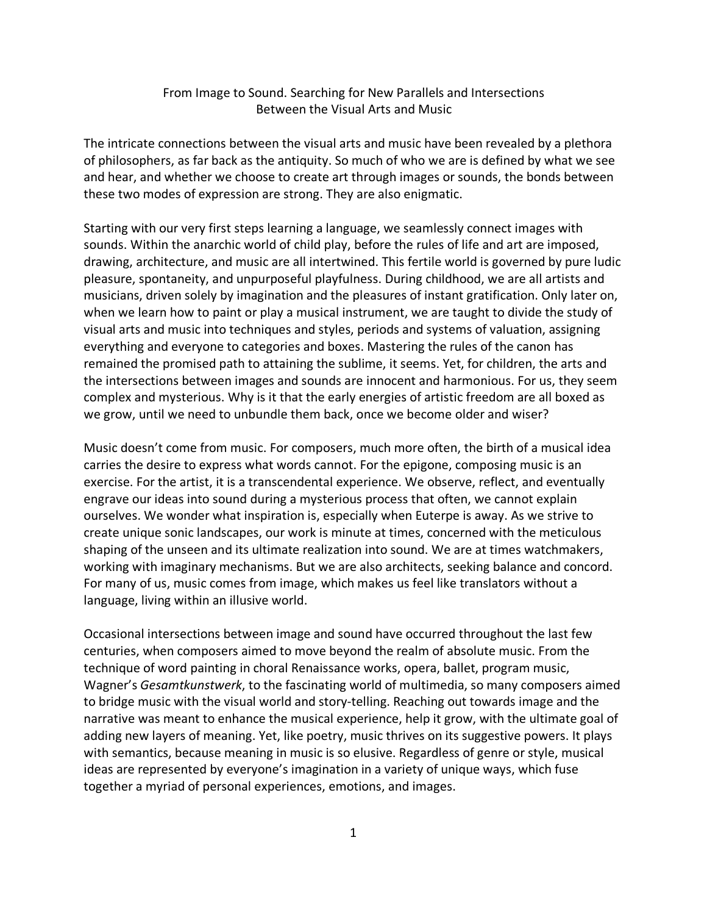# From Image to Sound. Searching for New Parallels and Intersections Between the Visual Arts and Music

The intricate connections between the visual arts and music have been revealed by a plethora of philosophers, as far back as the antiquity. So much of who we are is defined by what we see and hear, and whether we choose to create art through images or sounds, the bonds between these two modes of expression are strong. They are also enigmatic.

Starting with our very first steps learning a language, we seamlessly connect images with sounds. Within the anarchic world of child play, before the rules of life and art are imposed, drawing, architecture, and music are all intertwined. This fertile world is governed by pure ludic pleasure, spontaneity, and unpurposeful playfulness. During childhood, we are all artists and musicians, driven solely by imagination and the pleasures of instant gratification. Only later on, when we learn how to paint or play a musical instrument, we are taught to divide the study of visual arts and music into techniques and styles, periods and systems of valuation, assigning everything and everyone to categories and boxes. Mastering the rules of the canon has remained the promised path to attaining the sublime, it seems. Yet, for children, the arts and the intersections between images and sounds are innocent and harmonious. For us, they seem complex and mysterious. Why is it that the early energies of artistic freedom are all boxed as we grow, until we need to unbundle them back, once we become older and wiser?

Music doesn't come from music. For composers, much more often, the birth of a musical idea carries the desire to express what words cannot. For the epigone, composing music is an exercise. For the artist, it is a transcendental experience. We observe, reflect, and eventually engrave our ideas into sound during a mysterious process that often, we cannot explain ourselves. We wonder what inspiration is, especially when Euterpe is away. As we strive to create unique sonic landscapes, our work is minute at times, concerned with the meticulous shaping of the unseen and its ultimate realization into sound. We are at times watchmakers, working with imaginary mechanisms. But we are also architects, seeking balance and concord. For many of us, music comes from image, which makes us feel like translators without a language, living within an illusive world.

Occasional intersections between image and sound have occurred throughout the last few centuries, when composers aimed to move beyond the realm of absolute music. From the technique of word painting in choral Renaissance works, opera, ballet, program music, Wagner's *Gesamtkunstwerk*, to the fascinating world of multimedia, so many composers aimed to bridge music with the visual world and story-telling. Reaching out towards image and the narrative was meant to enhance the musical experience, help it grow, with the ultimate goal of adding new layers of meaning. Yet, like poetry, music thrives on its suggestive powers. It plays with semantics, because meaning in music is so elusive. Regardless of genre or style, musical ideas are represented by everyone's imagination in a variety of unique ways, which fuse together a myriad of personal experiences, emotions, and images.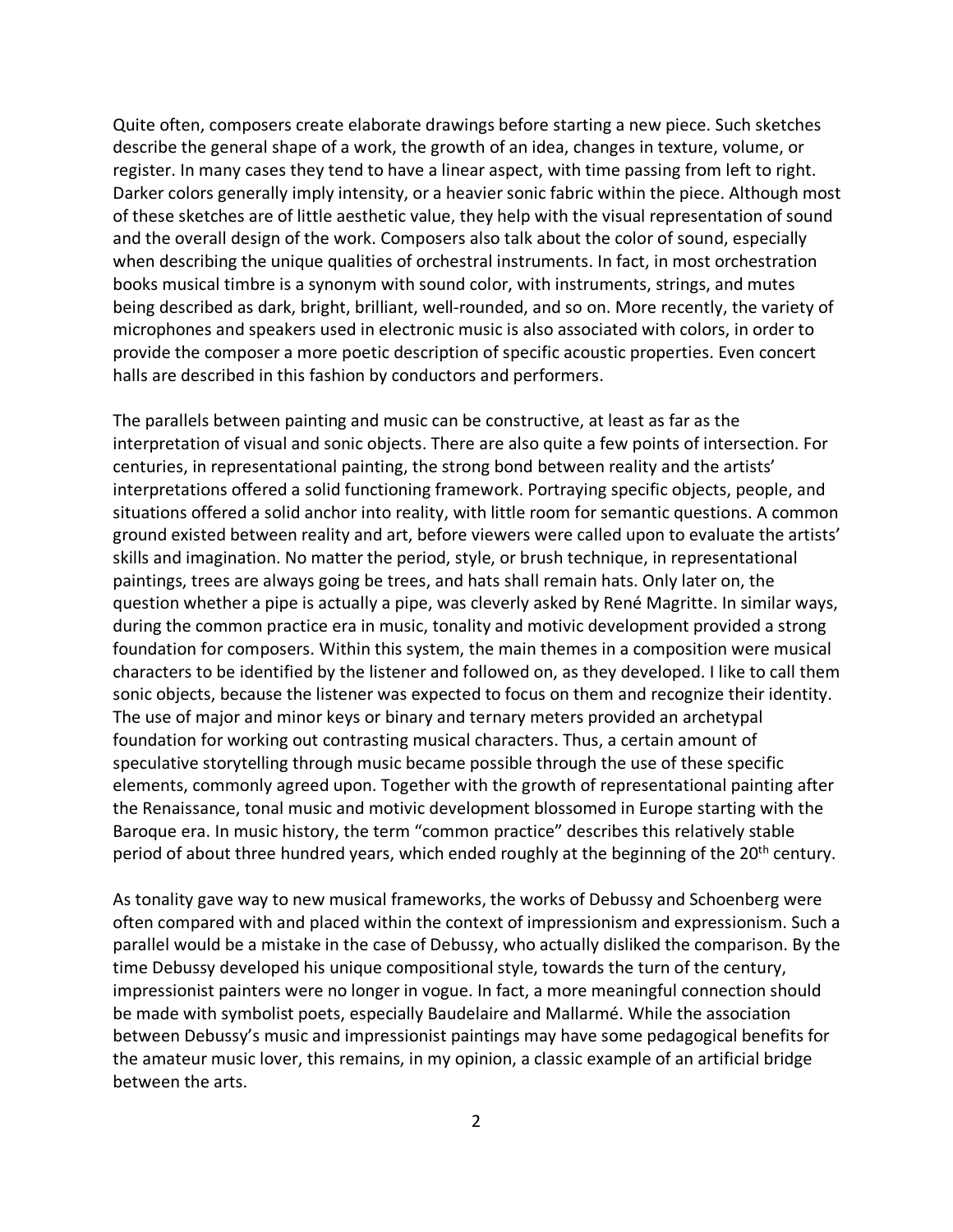Quite often, composers create elaborate drawings before starting a new piece. Such sketches describe the general shape of a work, the growth of an idea, changes in texture, volume, or register. In many cases they tend to have a linear aspect, with time passing from left to right. Darker colors generally imply intensity, or a heavier sonic fabric within the piece. Although most of these sketches are of little aesthetic value, they help with the visual representation of sound and the overall design of the work. Composers also talk about the color of sound, especially when describing the unique qualities of orchestral instruments. In fact, in most orchestration books musical timbre is a synonym with sound color, with instruments, strings, and mutes being described as dark, bright, brilliant, well-rounded, and so on. More recently, the variety of microphones and speakers used in electronic music is also associated with colors, in order to provide the composer a more poetic description of specific acoustic properties. Even concert halls are described in this fashion by conductors and performers.

The parallels between painting and music can be constructive, at least as far as the interpretation of visual and sonic objects. There are also quite a few points of intersection. For centuries, in representational painting, the strong bond between reality and the artists' interpretations offered a solid functioning framework. Portraying specific objects, people, and situations offered a solid anchor into reality, with little room for semantic questions. A common ground existed between reality and art, before viewers were called upon to evaluate the artists' skills and imagination. No matter the period, style, or brush technique, in representational paintings, trees are always going be trees, and hats shall remain hats. Only later on, the question whether a pipe is actually a pipe, was cleverly asked by René Magritte. In similar ways, during the common practice era in music, tonality and motivic development provided a strong foundation for composers. Within this system, the main themes in a composition were musical characters to be identified by the listener and followed on, as they developed. I like to call them sonic objects, because the listener was expected to focus on them and recognize their identity. The use of major and minor keys or binary and ternary meters provided an archetypal foundation for working out contrasting musical characters. Thus, a certain amount of speculative storytelling through music became possible through the use of these specific elements, commonly agreed upon. Together with the growth of representational painting after the Renaissance, tonal music and motivic development blossomed in Europe starting with the Baroque era. In music history, the term "common practice" describes this relatively stable period of about three hundred years, which ended roughly at the beginning of the 20th century.

As tonality gave way to new musical frameworks, the works of Debussy and Schoenberg were often compared with and placed within the context of impressionism and expressionism. Such a parallel would be a mistake in the case of Debussy, who actually disliked the comparison. By the time Debussy developed his unique compositional style, towards the turn of the century, impressionist painters were no longer in vogue. In fact, a more meaningful connection should be made with symbolist poets, especially Baudelaire and Mallarmé. While the association between Debussy's music and impressionist paintings may have some pedagogical benefits for the amateur music lover, this remains, in my opinion, a classic example of an artificial bridge between the arts.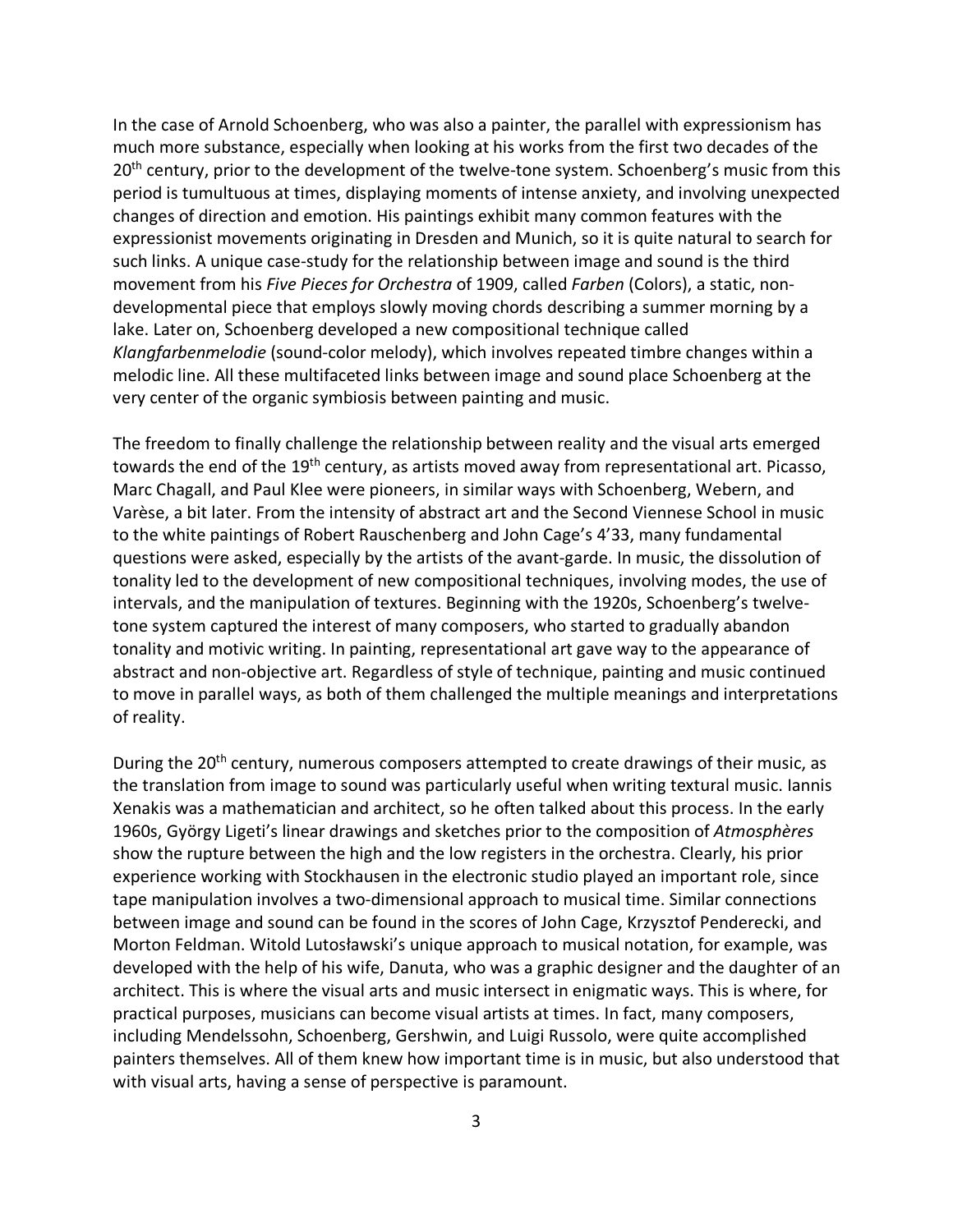In the case of Arnold Schoenberg, who was also a painter, the parallel with expressionism has much more substance, especially when looking at his works from the first two decades of the 20th century, prior to the development of the twelve-tone system. Schoenberg's music from this period is tumultuous at times, displaying moments of intense anxiety, and involving unexpected changes of direction and emotion. His paintings exhibit many common features with the expressionist movements originating in Dresden and Munich, so it is quite natural to search for such links. A unique case-study for the relationship between image and sound is the third movement from his *Five Pieces for Orchestra* of 1909, called *Farben* (Colors), a static, non-developmental piece that employs slowly moving chords describing a summer morning by a lake. Later on, Schoenberg developed a new compositional technique called *Klangfarbenmelodie* (sound-color melody), which involves repeated timbre changes within a melodic line. All these multifaceted links between image and sound place Schoenberg at the very center of the organic symbiosis between painting and music.

The freedom to finally challenge the relationship between reality and the visual arts emerged towards the end of the 19th century, as artists moved away from representational art. Picasso, Marc Chagall, and Paul Klee were pioneers, in similar ways with Schoenberg, Webern, and Varèse, a bit later. From the intensity of abstract art and the Second Viennese School in music to the white paintings of Robert Rauschenberg and John Cage's 4'33, many fundamental questions were asked, especially by the artists of the avant-garde. In music, the dissolution of tonality led to the development of new compositional techniques, involving modes, the use of intervals, and the manipulation of textures. Beginning with the 1920s, Schoenberg's twelve-tone system captured the interest of many composers, who started to gradually abandon tonality and motivic writing. In painting, representational art gave way to the appearance of abstract and non-objective art. Regardless of style of technique, painting and music continued to move in parallel ways, as both of them challenged the multiple meanings and interpretations of reality.

During the 20th century, numerous composers attempted to create drawings of their music, as the translation from image to sound was particularly useful when writing textural music. Iannis Xenakis was a mathematician and architect, so he often talked about this process. In the early 1960s, György Ligeti's linear drawings and sketches prior to the composition of *Atmosphères* show the rupture between the high and the low registers in the orchestra. Clearly, his prior experience working with Stockhausen in the electronic studio played an important role, since tape manipulation involves a two-dimensional approach to musical time. Similar connections between image and sound can be found in the scores of John Cage, Krzysztof Penderecki, and Morton Feldman. Witold Lutosławski's unique approach to musical notation, for example, was developed with the help of his wife, Danuta, who was a graphic designer and the daughter of an architect. This is where the visual arts and music intersect in enigmatic ways. This is where, for practical purposes, musicians can become visual artists at times. In fact, many composers, including Mendelssohn, Schoenberg, Gershwin, and Luigi Russolo, were quite accomplished painters themselves. All of them knew how important time is in music, but also understood that with visual arts, having a sense of perspective is paramount.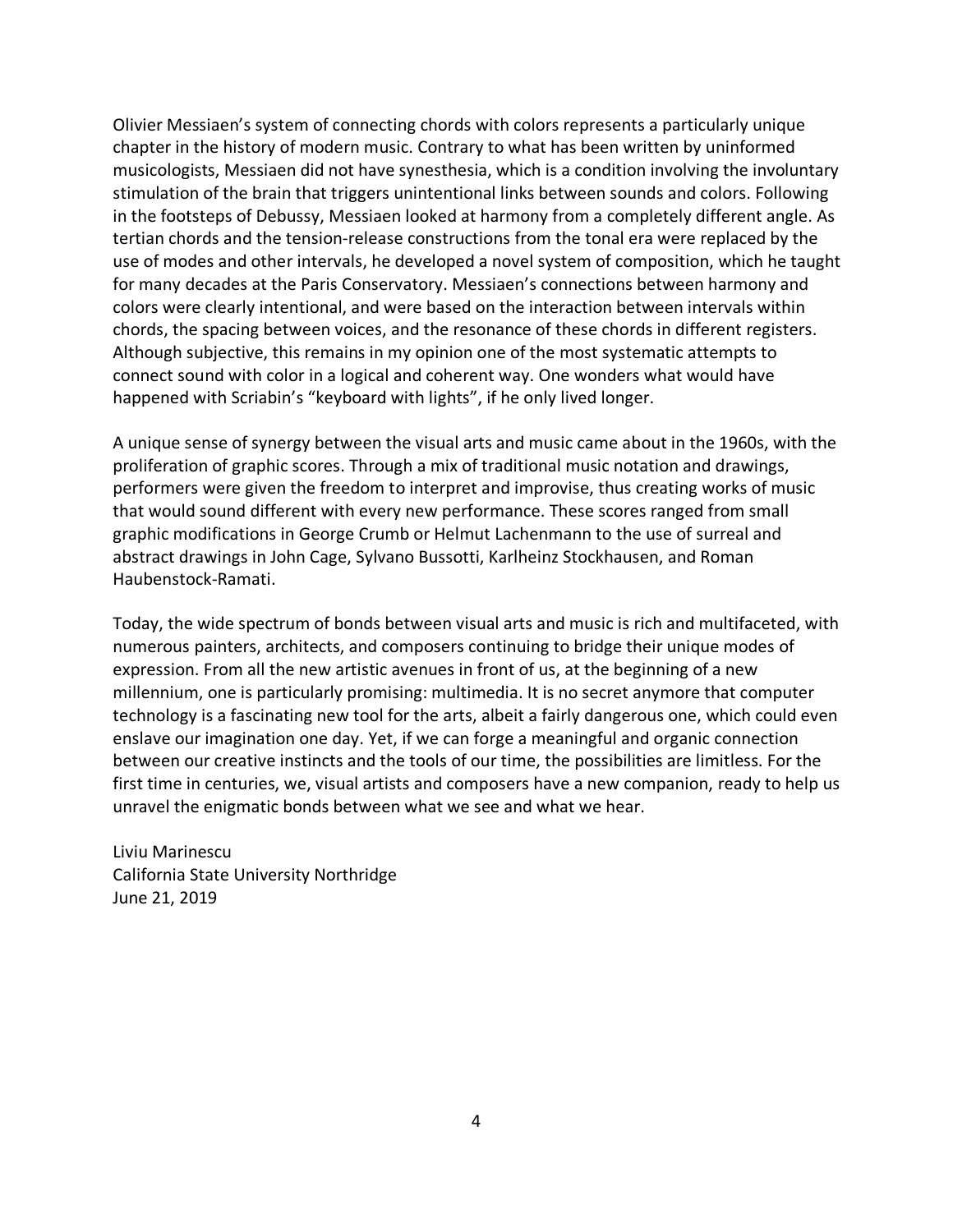Olivier Messiaen's system of connecting chords with colors represents a particularly unique chapter in the history of modern music. Contrary to what has been written by uninformed musicologists, Messiaen did not have synesthesia, which is a condition involving the involuntary stimulation of the brain that triggers unintentional links between sounds and colors. Following in the footsteps of Debussy, Messiaen looked at harmony from a completely different angle. As tertian chords and the tension-release constructions from the tonal era were replaced by the use of modes and other intervals, he developed a novel system of composition, which he taught for many decades at the Paris Conservatory. Messiaen's connections between harmony and colors were clearly intentional, and were based on the interaction between intervals within chords, the spacing between voices, and the resonance of these chords in different registers. Although subjective, this remains in my opinion one of the most systematic attempts to connect sound with color in a logical and coherent way. One wonders what would have happened with Scriabin's "keyboard with lights", if he only lived longer.

A unique sense of synergy between the visual arts and music came about in the 1960s, with the proliferation of graphic scores. Through a mix of traditional music notation and drawings, performers were given the freedom to interpret and improvise, thus creating works of music that would sound different with every new performance. These scores ranged from small graphic modifications in George Crumb or Helmut Lachenmann to the use of surreal and abstract drawings in John Cage, Sylvano Bussotti, Karlheinz Stockhausen, and Roman Haubenstock-Ramati.

Today, the wide spectrum of bonds between visual arts and music is rich and multifaceted, with numerous painters, architects, and composers continuing to bridge their unique modes of expression. From all the new artistic avenues in front of us, at the beginning of a new millennium, one is particularly promising: multimedia. It is no secret anymore that computer technology is a fascinating new tool for the arts, albeit a fairly dangerous one, which could even enslave our imagination one day. Yet, if we can forge a meaningful and organic connection between our creative instincts and the tools of our time, the possibilities are limitless. For the first time in centuries, we, visual artists and composers have a new companion, ready to help us unravel the enigmatic bonds between what we see and what we hear.

Liviu Marinescu
California State University Northridge
June 21, 2019